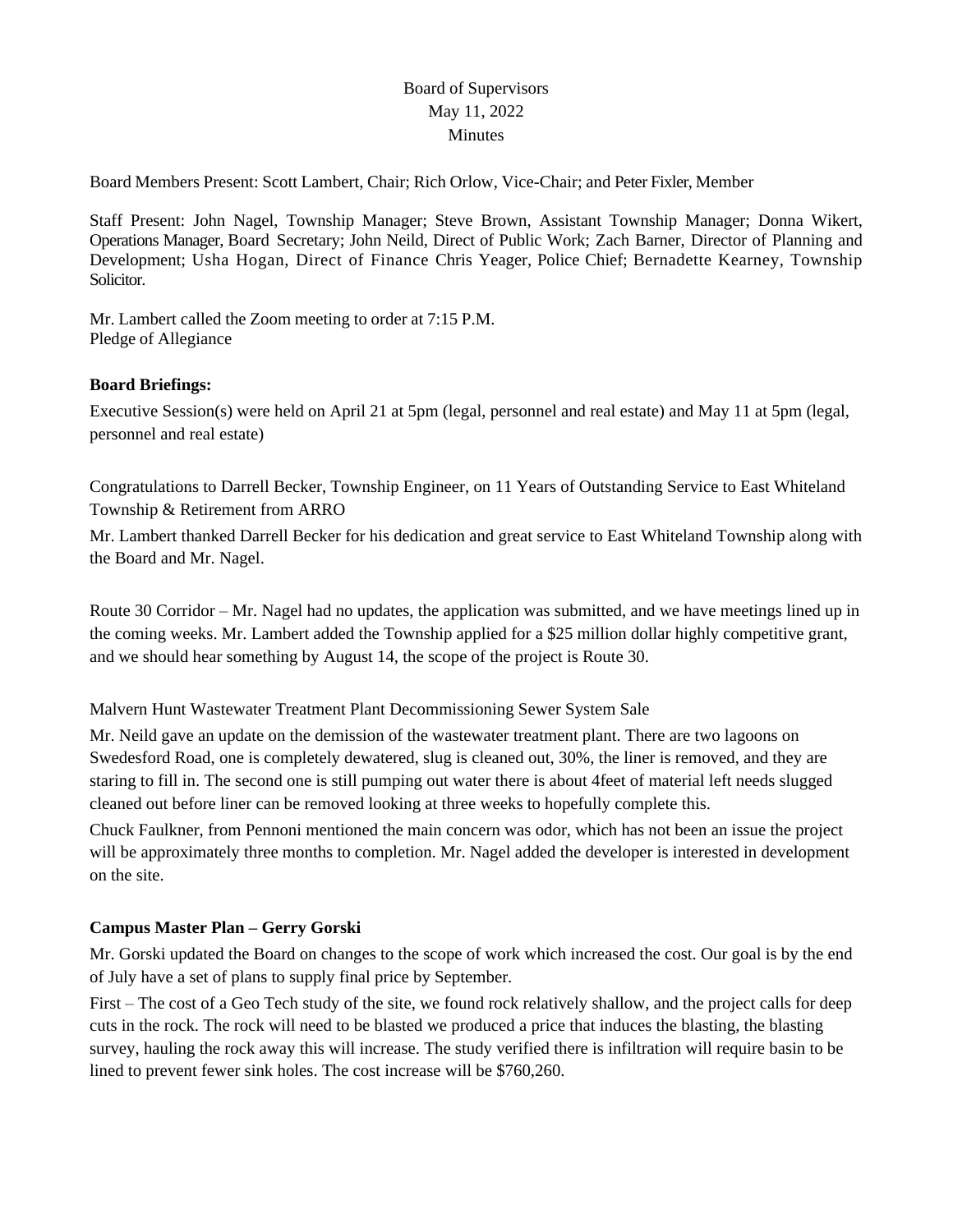Board of Supervisors
May 11, 2022
Minutes

Board Members Present: Scott Lambert, Chair; Rich Orlow, Vice-Chair; and Peter Fixler, Member

Staff Present: John Nagel, Township Manager; Steve Brown, Assistant Township Manager; Donna Wikert, Operations Manager, Board Secretary; John Neild, Direct of Public Work; Zach Barner, Director of Planning and Development; Usha Hogan, Direct of Finance Chris Yeager, Police Chief; Bernadette Kearney, Township Solicitor.

Mr. Lambert called the Zoom meeting to order at 7:15 P.M.
Pledge of Allegiance

**Board Briefings:**

Executive Session(s) were held on April 21 at 5pm (legal, personnel and real estate) and May 11 at 5pm (legal, personnel and real estate)

Congratulations to Darrell Becker, Township Engineer, on 11 Years of Outstanding Service to East Whiteland Township & Retirement from ARRO

Mr. Lambert thanked Darrell Becker for his dedication and great service to East Whiteland Township along with the Board and Mr. Nagel.

Route 30 Corridor – Mr. Nagel had no updates, the application was submitted, and we have meetings lined up in the coming weeks. Mr. Lambert added the Township applied for a $25 million dollar highly competitive grant, and we should hear something by August 14, the scope of the project is Route 30.

Malvern Hunt Wastewater Treatment Plant Decommissioning Sewer System Sale

Mr. Neild gave an update on the demission of the wastewater treatment plant. There are two lagoons on Swedesford Road, one is completely dewatered, slug is cleaned out, 30%, the liner is removed, and they are staring to fill in. The second one is still pumping out water there is about 4feet of material left needs slugged cleaned out before liner can be removed looking at three weeks to hopefully complete this.

Chuck Faulkner, from Pennoni mentioned the main concern was odor, which has not been an issue the project will be approximately three months to completion. Mr. Nagel added the developer is interested in development on the site.

**Campus Master Plan – Gerry Gorski**

Mr. Gorski updated the Board on changes to the scope of work which increased the cost. Our goal is by the end of July have a set of plans to supply final price by September.

First – The cost of a Geo Tech study of the site, we found rock relatively shallow, and the project calls for deep cuts in the rock. The rock will need to be blasted we produced a price that induces the blasting, the blasting survey, hauling the rock away this will increase. The study verified there is infiltration will require basin to be lined to prevent fewer sink holes. The cost increase will be $760,260.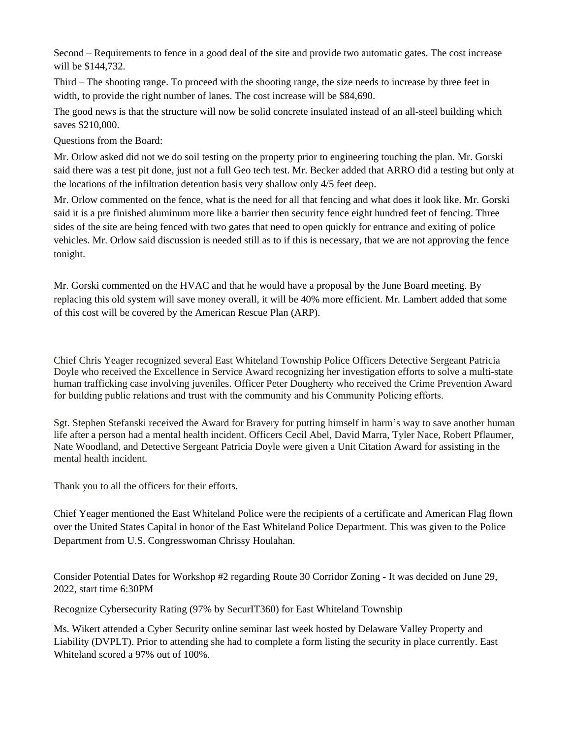Second – Requirements to fence in a good deal of the site and provide two automatic gates. The cost increase will be $144,732.

Third – The shooting range. To proceed with the shooting range, the size needs to increase by three feet in width, to provide the right number of lanes. The cost increase will be $84,690.

The good news is that the structure will now be solid concrete insulated instead of an all-steel building which saves $210,000.

Questions from the Board:

Mr. Orlow asked did not we do soil testing on the property prior to engineering touching the plan. Mr. Gorski said there was a test pit done, just not a full Geo tech test. Mr. Becker added that ARRO did a testing but only at the locations of the infiltration detention basis very shallow only 4/5 feet deep.

Mr. Orlow commented on the fence, what is the need for all that fencing and what does it look like. Mr. Gorski said it is a pre finished aluminum more like a barrier then security fence eight hundred feet of fencing. Three sides of the site are being fenced with two gates that need to open quickly for entrance and exiting of police vehicles. Mr. Orlow said discussion is needed still as to if this is necessary, that we are not approving the fence tonight.

Mr. Gorski commented on the HVAC and that he would have a proposal by the June Board meeting. By replacing this old system will save money overall, it will be 40% more efficient. Mr. Lambert added that some of this cost will be covered by the American Rescue Plan (ARP).

Chief Chris Yeager recognized several East Whiteland Township Police Officers Detective Sergeant Patricia Doyle who received the Excellence in Service Award recognizing her investigation efforts to solve a multi-state human trafficking case involving juveniles. Officer Peter Dougherty who received the Crime Prevention Award for building public relations and trust with the community and his Community Policing efforts.

Sgt. Stephen Stefanski received the Award for Bravery for putting himself in harm's way to save another human life after a person had a mental health incident. Officers Cecil Abel, David Marra, Tyler Nace, Robert Pflaumer, Nate Woodland, and Detective Sergeant Patricia Doyle were given a Unit Citation Award for assisting in the mental health incident.

Thank you to all the officers for their efforts.

Chief Yeager mentioned the East Whiteland Police were the recipients of a certificate and American Flag flown over the United States Capital in honor of the East Whiteland Police Department. This was given to the Police Department from U.S. Congresswoman Chrissy Houlahan.

Consider Potential Dates for Workshop #2 regarding Route 30 Corridor Zoning - It was decided on June 29, 2022, start time 6:30PM

Recognize Cybersecurity Rating (97% by SecurIT360) for East Whiteland Township

Ms. Wikert attended a Cyber Security online seminar last week hosted by Delaware Valley Property and Liability (DVPLT). Prior to attending she had to complete a form listing the security in place currently. East Whiteland scored a 97% out of 100%.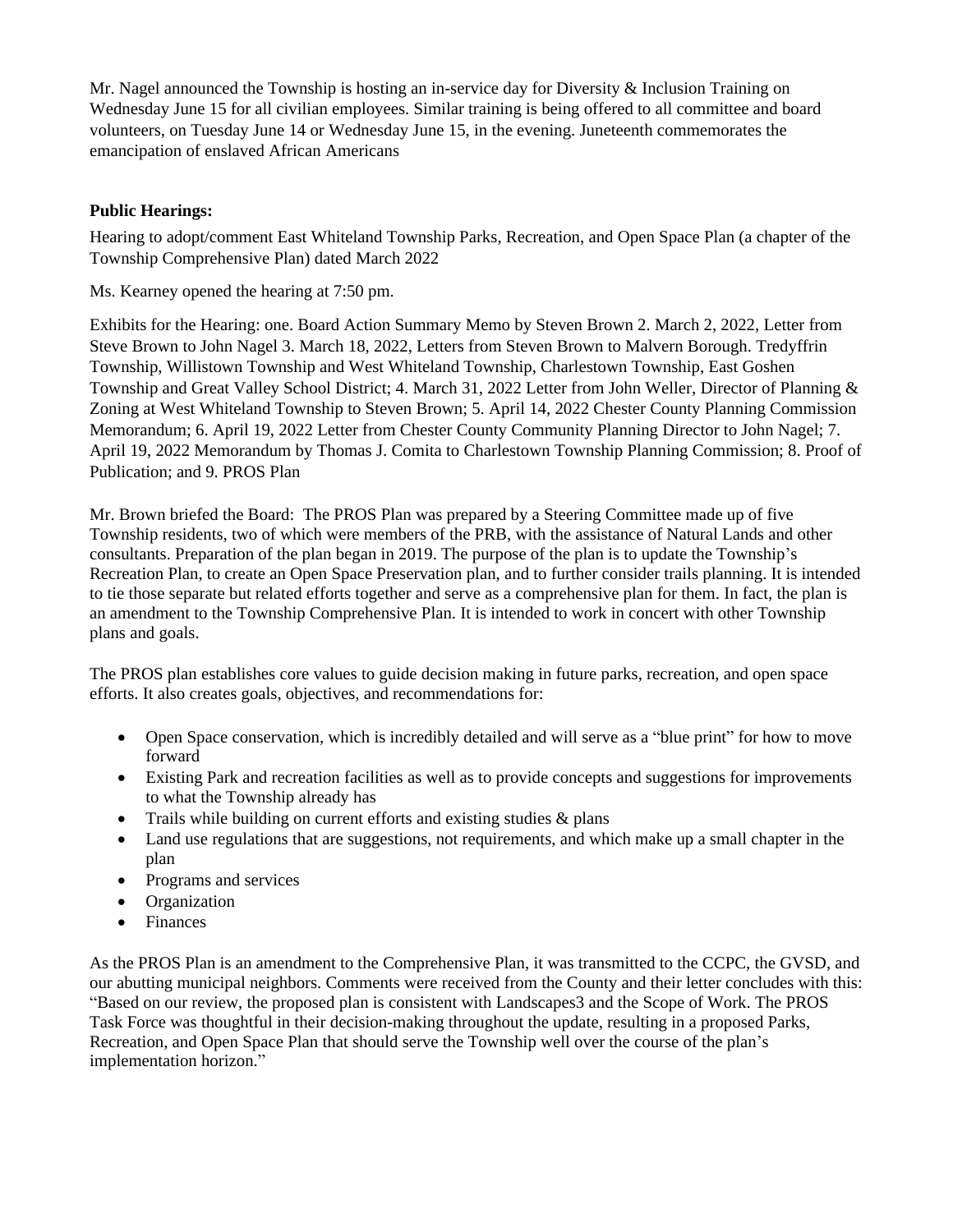Mr. Nagel announced the Township is hosting an in-service day for Diversity & Inclusion Training on Wednesday June 15 for all civilian employees. Similar training is being offered to all committee and board volunteers, on Tuesday June 14 or Wednesday June 15, in the evening. Juneteenth commemorates the emancipation of enslaved African Americans

**Public Hearings:**

Hearing to adopt/comment East Whiteland Township Parks, Recreation, and Open Space Plan (a chapter of the Township Comprehensive Plan) dated March 2022

Ms. Kearney opened the hearing at 7:50 pm.

Exhibits for the Hearing: one. Board Action Summary Memo by Steven Brown 2. March 2, 2022, Letter from Steve Brown to John Nagel 3. March 18, 2022, Letters from Steven Brown to Malvern Borough. Tredyffrin Township, Willistown Township and West Whiteland Township, Charlestown Township, East Goshen Township and Great Valley School District; 4. March 31, 2022 Letter from John Weller, Director of Planning & Zoning at West Whiteland Township to Steven Brown; 5. April 14, 2022 Chester County Planning Commission Memorandum; 6. April 19, 2022 Letter from Chester County Community Planning Director to John Nagel; 7. April 19, 2022 Memorandum by Thomas J. Comita to Charlestown Township Planning Commission; 8. Proof of Publication; and 9. PROS Plan

Mr. Brown briefed the Board: The PROS Plan was prepared by a Steering Committee made up of five Township residents, two of which were members of the PRB, with the assistance of Natural Lands and other consultants. Preparation of the plan began in 2019. The purpose of the plan is to update the Township's Recreation Plan, to create an Open Space Preservation plan, and to further consider trails planning. It is intended to tie those separate but related efforts together and serve as a comprehensive plan for them. In fact, the plan is an amendment to the Township Comprehensive Plan. It is intended to work in concert with other Township plans and goals.

The PROS plan establishes core values to guide decision making in future parks, recreation, and open space efforts. It also creates goals, objectives, and recommendations for:

- Open Space conservation, which is incredibly detailed and will serve as a "blue print" for how to move forward
- Existing Park and recreation facilities as well as to provide concepts and suggestions for improvements to what the Township already has
- Trails while building on current efforts and existing studies & plans
- Land use regulations that are suggestions, not requirements, and which make up a small chapter in the plan
- Programs and services
- Organization
- Finances

As the PROS Plan is an amendment to the Comprehensive Plan, it was transmitted to the CCPC, the GVSD, and our abutting municipal neighbors. Comments were received from the County and their letter concludes with this: "Based on our review, the proposed plan is consistent with Landscapes3 and the Scope of Work. The PROS Task Force was thoughtful in their decision-making throughout the update, resulting in a proposed Parks, Recreation, and Open Space Plan that should serve the Township well over the course of the plan's implementation horizon."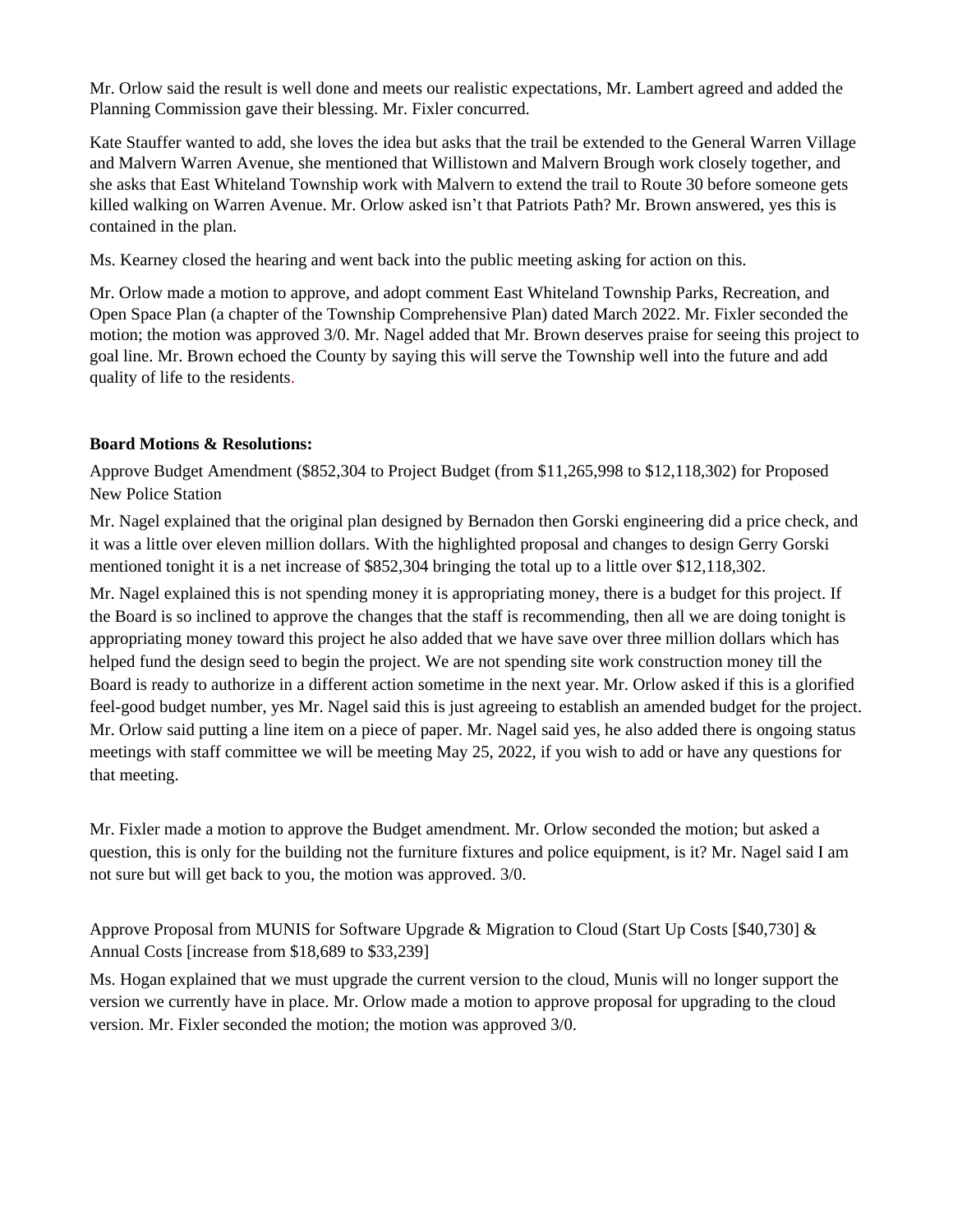Mr. Orlow said the result is well done and meets our realistic expectations, Mr. Lambert agreed and added the Planning Commission gave their blessing. Mr. Fixler concurred.

Kate Stauffer wanted to add, she loves the idea but asks that the trail be extended to the General Warren Village and Malvern Warren Avenue, she mentioned that Willistown and Malvern Brough work closely together, and she asks that East Whiteland Township work with Malvern to extend the trail to Route 30 before someone gets killed walking on Warren Avenue. Mr. Orlow asked isn't that Patriots Path? Mr. Brown answered, yes this is contained in the plan.

Ms. Kearney closed the hearing and went back into the public meeting asking for action on this.

Mr. Orlow made a motion to approve, and adopt comment East Whiteland Township Parks, Recreation, and Open Space Plan (a chapter of the Township Comprehensive Plan) dated March 2022. Mr. Fixler seconded the motion; the motion was approved 3/0. Mr. Nagel added that Mr. Brown deserves praise for seeing this project to goal line. Mr. Brown echoed the County by saying this will serve the Township well into the future and add quality of life to the residents.

**Board Motions & Resolutions:**

Approve Budget Amendment ($852,304 to Project Budget (from $11,265,998 to $12,118,302) for Proposed New Police Station

Mr. Nagel explained that the original plan designed by Bernadon then Gorski engineering did a price check, and it was a little over eleven million dollars. With the highlighted proposal and changes to design Gerry Gorski mentioned tonight it is a net increase of $852,304 bringing the total up to a little over $12,118,302.

Mr. Nagel explained this is not spending money it is appropriating money, there is a budget for this project. If the Board is so inclined to approve the changes that the staff is recommending, then all we are doing tonight is appropriating money toward this project he also added that we have save over three million dollars which has helped fund the design seed to begin the project. We are not spending site work construction money till the Board is ready to authorize in a different action sometime in the next year. Mr. Orlow asked if this is a glorified feel-good budget number, yes Mr. Nagel said this is just agreeing to establish an amended budget for the project. Mr. Orlow said putting a line item on a piece of paper. Mr. Nagel said yes, he also added there is ongoing status meetings with staff committee we will be meeting May 25, 2022, if you wish to add or have any questions for that meeting.

Mr. Fixler made a motion to approve the Budget amendment. Mr. Orlow seconded the motion; but asked a question, this is only for the building not the furniture fixtures and police equipment, is it? Mr. Nagel said I am not sure but will get back to you, the motion was approved. 3/0.

Approve Proposal from MUNIS for Software Upgrade & Migration to Cloud (Start Up Costs [$40,730] & Annual Costs [increase from $18,689 to $33,239]

Ms. Hogan explained that we must upgrade the current version to the cloud, Munis will no longer support the version we currently have in place. Mr. Orlow made a motion to approve proposal for upgrading to the cloud version. Mr. Fixler seconded the motion; the motion was approved 3/0.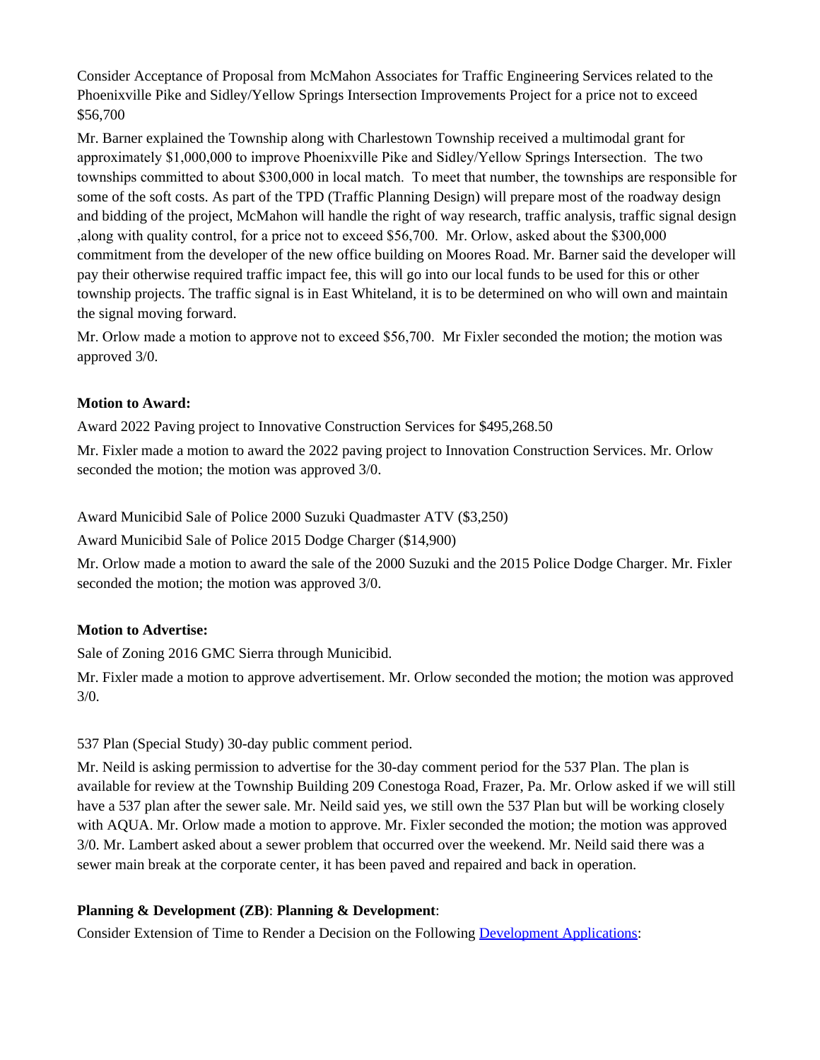Consider Acceptance of Proposal from McMahon Associates for Traffic Engineering Services related to the Phoenixville Pike and Sidley/Yellow Springs Intersection Improvements Project for a price not to exceed $56,700

Mr. Barner explained the Township along with Charlestown Township received a multimodal grant for approximately $1,000,000 to improve Phoenixville Pike and Sidley/Yellow Springs Intersection. The two townships committed to about $300,000 in local match. To meet that number, the townships are responsible for some of the soft costs. As part of the TPD (Traffic Planning Design) will prepare most of the roadway design and bidding of the project, McMahon will handle the right of way research, traffic analysis, traffic signal design ,along with quality control, for a price not to exceed $56,700. Mr. Orlow, asked about the $300,000 commitment from the developer of the new office building on Moores Road. Mr. Barner said the developer will pay their otherwise required traffic impact fee, this will go into our local funds to be used for this or other township projects. The traffic signal is in East Whiteland, it is to be determined on who will own and maintain the signal moving forward.

Mr. Orlow made a motion to approve not to exceed $56,700. Mr Fixler seconded the motion; the motion was approved 3/0.

**Motion to Award:**

Award 2022 Paving project to Innovative Construction Services for $495,268.50

Mr. Fixler made a motion to award the 2022 paving project to Innovation Construction Services. Mr. Orlow seconded the motion; the motion was approved 3/0.

Award Municibid Sale of Police 2000 Suzuki Quadmaster ATV ($3,250)

Award Municibid Sale of Police 2015 Dodge Charger ($14,900)

Mr. Orlow made a motion to award the sale of the 2000 Suzuki and the 2015 Police Dodge Charger. Mr. Fixler seconded the motion; the motion was approved 3/0.

**Motion to Advertise:**

Sale of Zoning 2016 GMC Sierra through Municibid.

Mr. Fixler made a motion to approve advertisement. Mr. Orlow seconded the motion; the motion was approved 3/0.

537 Plan (Special Study) 30-day public comment period.

Mr. Neild is asking permission to advertise for the 30-day comment period for the 537 Plan. The plan is available for review at the Township Building 209 Conestoga Road, Frazer, Pa. Mr. Orlow asked if we will still have a 537 plan after the sewer sale. Mr. Neild said yes, we still own the 537 Plan but will be working closely with AQUA. Mr. Orlow made a motion to approve. Mr. Fixler seconded the motion; the motion was approved 3/0. Mr. Lambert asked about a sewer problem that occurred over the weekend. Mr. Neild said there was a sewer main break at the corporate center, it has been paved and repaired and back in operation.

**Planning & Development (ZB)**: **Planning & Development**:

Consider Extension of Time to Render a Decision on the Following Development Applications: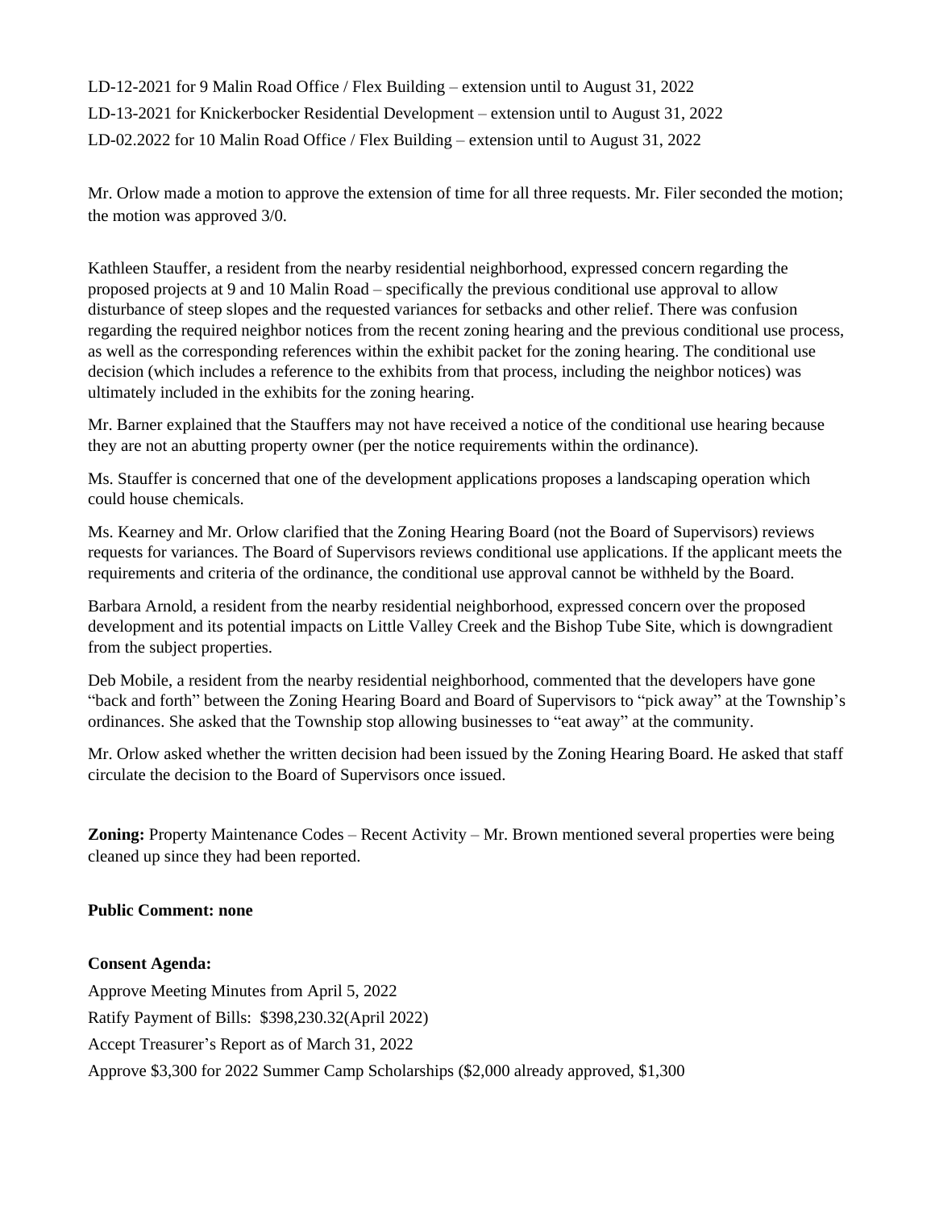LD-12-2021 for 9 Malin Road Office / Flex Building – extension until to August 31, 2022
LD-13-2021 for Knickerbocker Residential Development – extension until to August 31, 2022
LD-02.2022 for 10 Malin Road Office / Flex Building – extension until to August 31, 2022

Mr. Orlow made a motion to approve the extension of time for all three requests. Mr. Filer seconded the motion; the motion was approved 3/0.

Kathleen Stauffer, a resident from the nearby residential neighborhood, expressed concern regarding the proposed projects at 9 and 10 Malin Road – specifically the previous conditional use approval to allow disturbance of steep slopes and the requested variances for setbacks and other relief. There was confusion regarding the required neighbor notices from the recent zoning hearing and the previous conditional use process, as well as the corresponding references within the exhibit packet for the zoning hearing. The conditional use decision (which includes a reference to the exhibits from that process, including the neighbor notices) was ultimately included in the exhibits for the zoning hearing.

Mr. Barner explained that the Stauffers may not have received a notice of the conditional use hearing because they are not an abutting property owner (per the notice requirements within the ordinance).

Ms. Stauffer is concerned that one of the development applications proposes a landscaping operation which could house chemicals.

Ms. Kearney and Mr. Orlow clarified that the Zoning Hearing Board (not the Board of Supervisors) reviews requests for variances. The Board of Supervisors reviews conditional use applications. If the applicant meets the requirements and criteria of the ordinance, the conditional use approval cannot be withheld by the Board.

Barbara Arnold, a resident from the nearby residential neighborhood, expressed concern over the proposed development and its potential impacts on Little Valley Creek and the Bishop Tube Site, which is downgradient from the subject properties.

Deb Mobile, a resident from the nearby residential neighborhood, commented that the developers have gone "back and forth" between the Zoning Hearing Board and Board of Supervisors to "pick away" at the Township's ordinances. She asked that the Township stop allowing businesses to "eat away" at the community.

Mr. Orlow asked whether the written decision had been issued by the Zoning Hearing Board. He asked that staff circulate the decision to the Board of Supervisors once issued.

**Zoning:** Property Maintenance Codes – Recent Activity – Mr. Brown mentioned several properties were being cleaned up since they had been reported.

**Public Comment: none**

**Consent Agenda:**

Approve Meeting Minutes from April 5, 2022
Ratify Payment of Bills: $398,230.32(April 2022)
Accept Treasurer's Report as of March 31, 2022
Approve $3,300 for 2022 Summer Camp Scholarships ($2,000 already approved, $1,300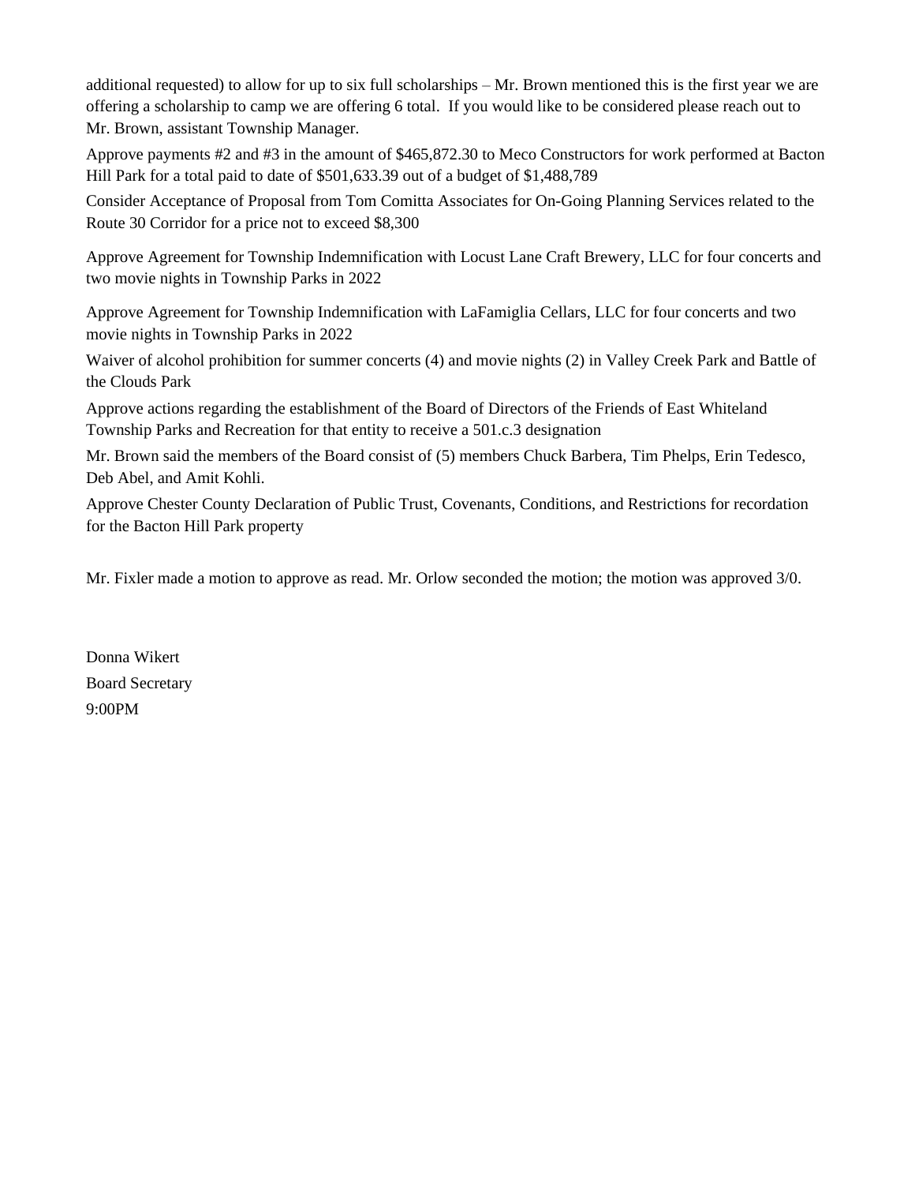additional requested) to allow for up to six full scholarships – Mr. Brown mentioned this is the first year we are offering a scholarship to camp we are offering 6 total. If you would like to be considered please reach out to Mr. Brown, assistant Township Manager.

Approve payments #2 and #3 in the amount of $465,872.30 to Meco Constructors for work performed at Bacton Hill Park for a total paid to date of $501,633.39 out of a budget of $1,488,789

Consider Acceptance of Proposal from Tom Comitta Associates for On-Going Planning Services related to the Route 30 Corridor for a price not to exceed $8,300

Approve Agreement for Township Indemnification with Locust Lane Craft Brewery, LLC for four concerts and two movie nights in Township Parks in 2022

Approve Agreement for Township Indemnification with LaFamiglia Cellars, LLC for four concerts and two movie nights in Township Parks in 2022

Waiver of alcohol prohibition for summer concerts (4) and movie nights (2) in Valley Creek Park and Battle of the Clouds Park

Approve actions regarding the establishment of the Board of Directors of the Friends of East Whiteland Township Parks and Recreation for that entity to receive a 501.c.3 designation

Mr. Brown said the members of the Board consist of (5) members Chuck Barbera, Tim Phelps, Erin Tedesco, Deb Abel, and Amit Kohli.

Approve Chester County Declaration of Public Trust, Covenants, Conditions, and Restrictions for recordation for the Bacton Hill Park property

Mr. Fixler made a motion to approve as read. Mr. Orlow seconded the motion; the motion was approved 3/0.

Donna Wikert
Board Secretary
9:00PM